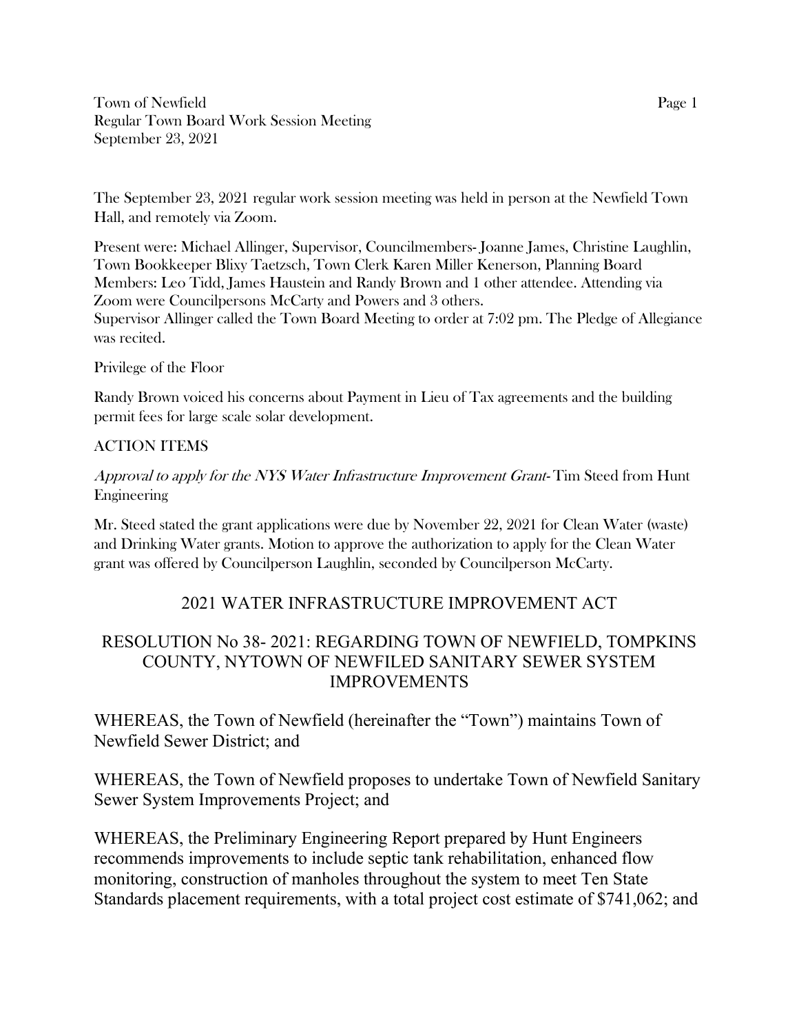The September 23, 2021 regular work session meeting was held in person at the Newfield Town Hall, and remotely via Zoom.

Present were: Michael Allinger, Supervisor, Councilmembers- Joanne James, Christine Laughlin, Town Bookkeeper Blixy Taetzsch, Town Clerk Karen Miller Kenerson, Planning Board Members: Leo Tidd, James Haustein and Randy Brown and 1 other attendee. Attending via Zoom were Councilpersons McCarty and Powers and 3 others.
Supervisor Allinger called the Town Board Meeting to order at 7:02 pm. The Pledge of Allegiance was recited.

Privilege of the Floor

Randy Brown voiced his concerns about Payment in Lieu of Tax agreements and the building permit fees for large scale solar development.

ACTION ITEMS

*Approval to apply for the NYS Water Infrastructure Improvement Grant*- Tim Steed from Hunt Engineering

Mr. Steed stated the grant applications were due by November 22, 2021 for Clean Water (waste) and Drinking Water grants. Motion to approve the authorization to apply for the Clean Water grant was offered by Councilperson Laughlin, seconded by Councilperson McCarty.

## 2021 WATER INFRASTRUCTURE IMPROVEMENT ACT

## RESOLUTION No 38- 2021: REGARDING TOWN OF NEWFIELD, TOMPKINS COUNTY, NYTOWN OF NEWFILED SANITARY SEWER SYSTEM IMPROVEMENTS

WHEREAS, the Town of Newfield (hereinafter the "Town") maintains Town of Newfield Sewer District; and

WHEREAS, the Town of Newfield proposes to undertake Town of Newfield Sanitary Sewer System Improvements Project; and

WHEREAS, the Preliminary Engineering Report prepared by Hunt Engineers recommends improvements to include septic tank rehabilitation, enhanced flow monitoring, construction of manholes throughout the system to meet Ten State Standards placement requirements, with a total project cost estimate of $741,062; and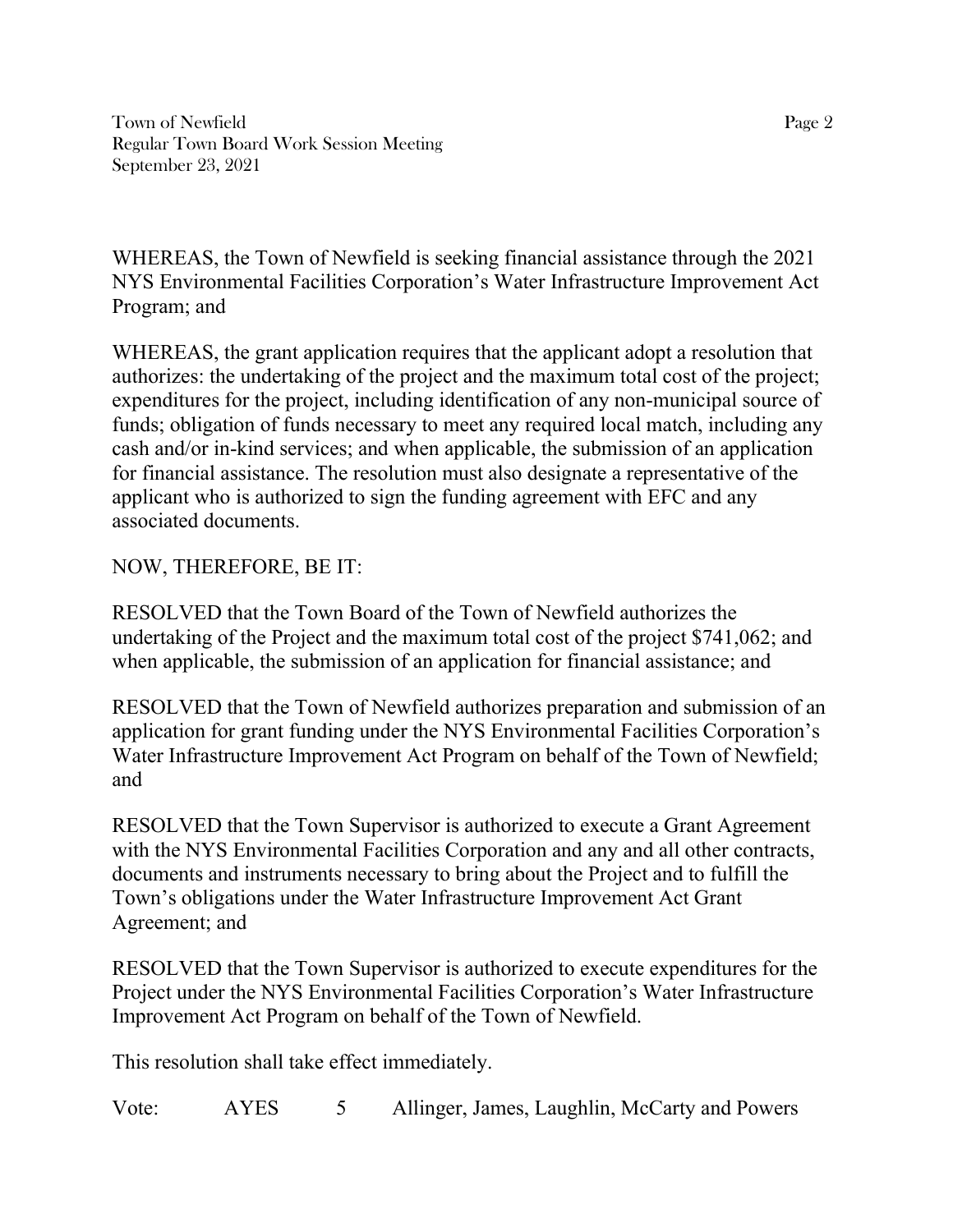WHEREAS, the Town of Newfield is seeking financial assistance through the 2021 NYS Environmental Facilities Corporation's Water Infrastructure Improvement Act Program; and

WHEREAS, the grant application requires that the applicant adopt a resolution that authorizes: the undertaking of the project and the maximum total cost of the project; expenditures for the project, including identification of any non-municipal source of funds; obligation of funds necessary to meet any required local match, including any cash and/or in-kind services; and when applicable, the submission of an application for financial assistance. The resolution must also designate a representative of the applicant who is authorized to sign the funding agreement with EFC and any associated documents.

NOW, THEREFORE, BE IT:

RESOLVED that the Town Board of the Town of Newfield authorizes the undertaking of the Project and the maximum total cost of the project $741,062; and when applicable, the submission of an application for financial assistance; and

RESOLVED that the Town of Newfield authorizes preparation and submission of an application for grant funding under the NYS Environmental Facilities Corporation's Water Infrastructure Improvement Act Program on behalf of the Town of Newfield; and

RESOLVED that the Town Supervisor is authorized to execute a Grant Agreement with the NYS Environmental Facilities Corporation and any and all other contracts, documents and instruments necessary to bring about the Project and to fulfill the Town's obligations under the Water Infrastructure Improvement Act Grant Agreement; and

RESOLVED that the Town Supervisor is authorized to execute expenditures for the Project under the NYS Environmental Facilities Corporation's Water Infrastructure Improvement Act Program on behalf of the Town of Newfield.

This resolution shall take effect immediately.

Vote: AYES 5 Allinger, James, Laughlin, McCarty and Powers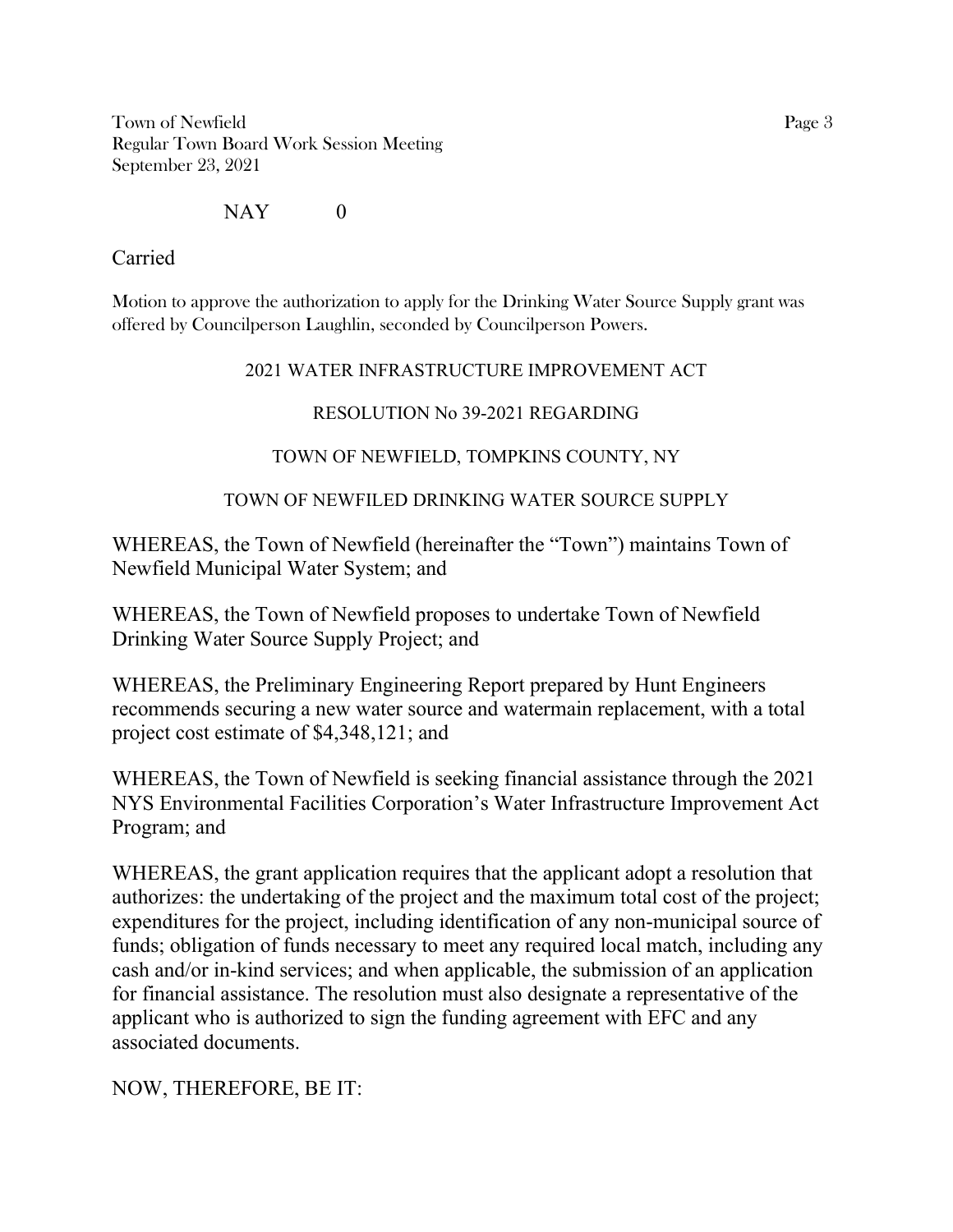NAY 0

Carried

Motion to approve the authorization to apply for the Drinking Water Source Supply grant was offered by Councilperson Laughlin, seconded by Councilperson Powers.

2021 WATER INFRASTRUCTURE IMPROVEMENT ACT

RESOLUTION No 39-2021 REGARDING

TOWN OF NEWFIELD, TOMPKINS COUNTY, NY

TOWN OF NEWFILED DRINKING WATER SOURCE SUPPLY

WHEREAS, the Town of Newfield (hereinafter the "Town") maintains Town of Newfield Municipal Water System; and

WHEREAS, the Town of Newfield proposes to undertake Town of Newfield Drinking Water Source Supply Project; and

WHEREAS, the Preliminary Engineering Report prepared by Hunt Engineers recommends securing a new water source and watermain replacement, with a total project cost estimate of $4,348,121; and

WHEREAS, the Town of Newfield is seeking financial assistance through the 2021 NYS Environmental Facilities Corporation's Water Infrastructure Improvement Act Program; and

WHEREAS, the grant application requires that the applicant adopt a resolution that authorizes: the undertaking of the project and the maximum total cost of the project; expenditures for the project, including identification of any non-municipal source of funds; obligation of funds necessary to meet any required local match, including any cash and/or in-kind services; and when applicable, the submission of an application for financial assistance. The resolution must also designate a representative of the applicant who is authorized to sign the funding agreement with EFC and any associated documents.

NOW, THEREFORE, BE IT: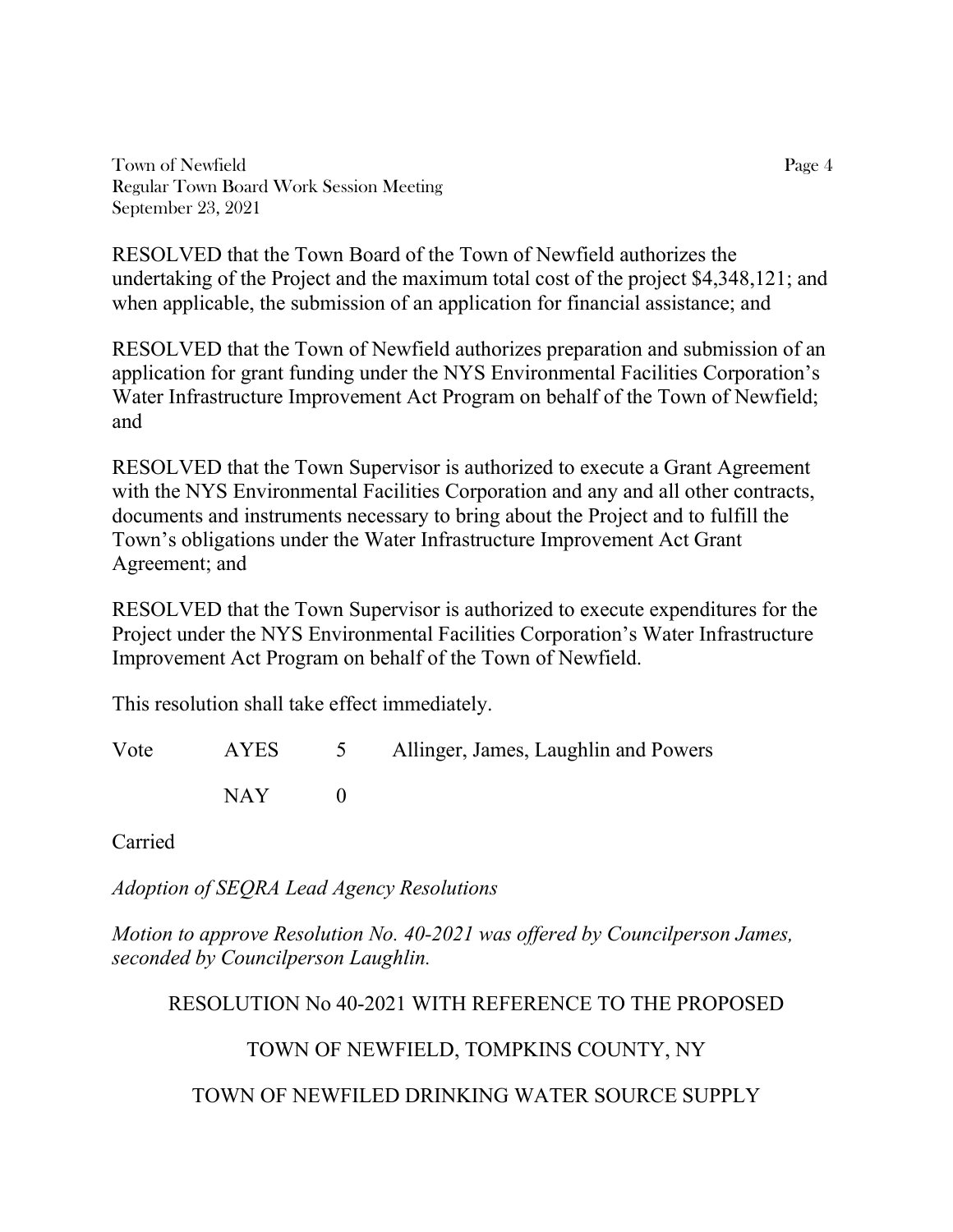RESOLVED that the Town Board of the Town of Newfield authorizes the undertaking of the Project and the maximum total cost of the project $4,348,121; and when applicable, the submission of an application for financial assistance; and

RESOLVED that the Town of Newfield authorizes preparation and submission of an application for grant funding under the NYS Environmental Facilities Corporation's Water Infrastructure Improvement Act Program on behalf of the Town of Newfield; and

RESOLVED that the Town Supervisor is authorized to execute a Grant Agreement with the NYS Environmental Facilities Corporation and any and all other contracts, documents and instruments necessary to bring about the Project and to fulfill the Town's obligations under the Water Infrastructure Improvement Act Grant Agreement; and

RESOLVED that the Town Supervisor is authorized to execute expenditures for the Project under the NYS Environmental Facilities Corporation's Water Infrastructure Improvement Act Program on behalf of the Town of Newfield.

This resolution shall take effect immediately.

| Vote | AYES | 5 | Allinger, James, Laughlin and Powers |
|---|---|---|---|
| | NAY | 0 | |

Carried

*Adoption of SEQRA Lead Agency Resolutions*

*Motion to approve Resolution No. 40-2021 was offered by Councilperson James, seconded by Councilperson Laughlin.*

RESOLUTION No 40-2021 WITH REFERENCE TO THE PROPOSED

TOWN OF NEWFIELD, TOMPKINS COUNTY, NY

TOWN OF NEWFILED DRINKING WATER SOURCE SUPPLY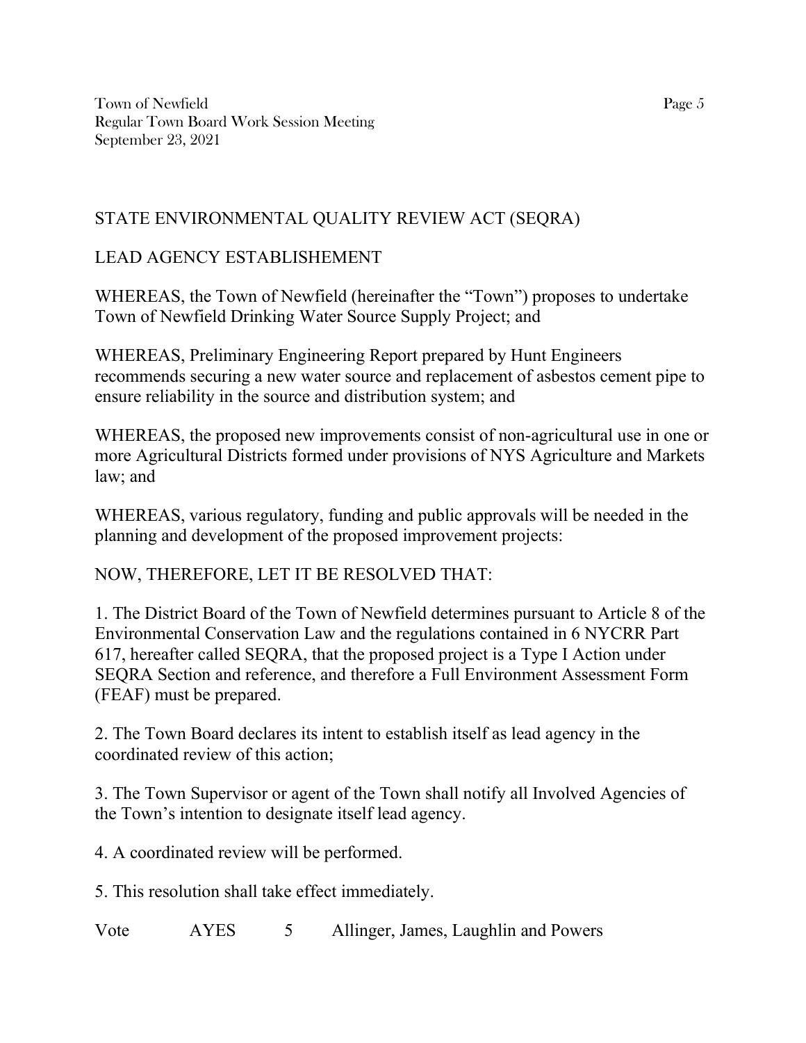STATE ENVIRONMENTAL QUALITY REVIEW ACT (SEQRA)

LEAD AGENCY ESTABLISHEMENT

WHEREAS, the Town of Newfield (hereinafter the "Town") proposes to undertake Town of Newfield Drinking Water Source Supply Project; and

WHEREAS, Preliminary Engineering Report prepared by Hunt Engineers recommends securing a new water source and replacement of asbestos cement pipe to ensure reliability in the source and distribution system; and

WHEREAS, the proposed new improvements consist of non-agricultural use in one or more Agricultural Districts formed under provisions of NYS Agriculture and Markets law; and

WHEREAS, various regulatory, funding and public approvals will be needed in the planning and development of the proposed improvement projects:

NOW, THEREFORE, LET IT BE RESOLVED THAT:

1. The District Board of the Town of Newfield determines pursuant to Article 8 of the Environmental Conservation Law and the regulations contained in 6 NYCRR Part 617, hereafter called SEQRA, that the proposed project is a Type I Action under SEQRA Section and reference, and therefore a Full Environment Assessment Form (FEAF) must be prepared.

2. The Town Board declares its intent to establish itself as lead agency in the coordinated review of this action;

3. The Town Supervisor or agent of the Town shall notify all Involved Agencies of the Town's intention to designate itself lead agency.

4. A coordinated review will be performed.

5. This resolution shall take effect immediately.

Vote AYES 5 Allinger, James, Laughlin and Powers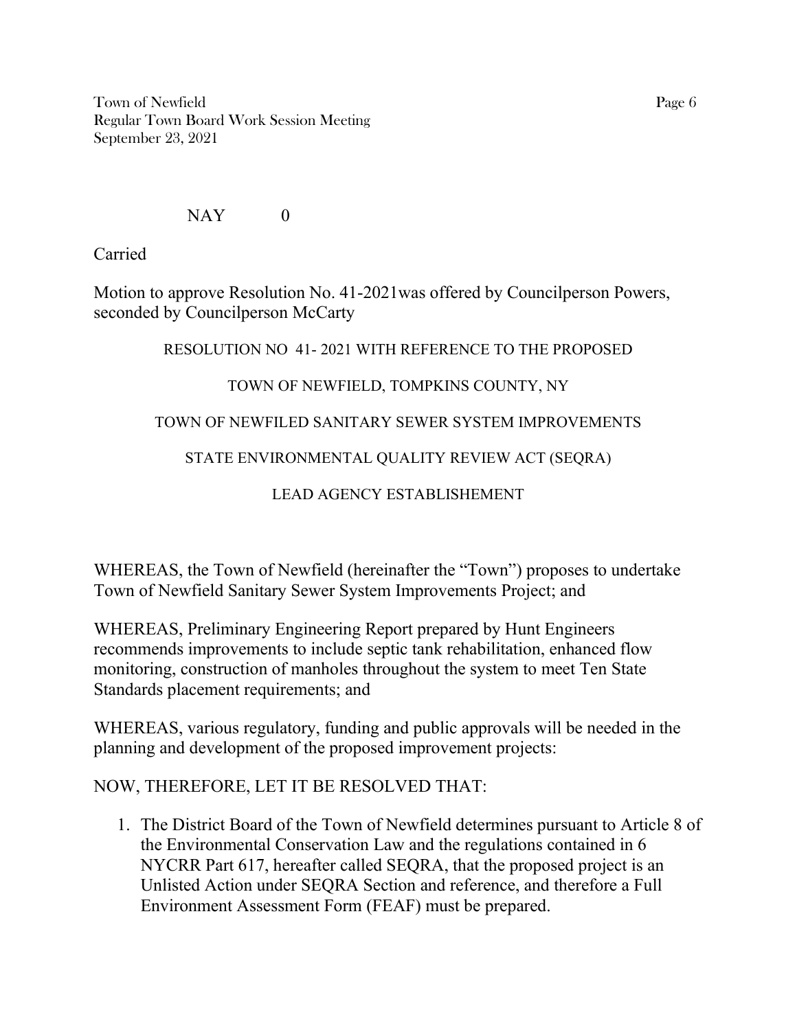NAY 0

Carried

Motion to approve Resolution No. 41-2021was offered by Councilperson Powers, seconded by Councilperson McCarty

RESOLUTION NO 41- 2021 WITH REFERENCE TO THE PROPOSED

TOWN OF NEWFIELD, TOMPKINS COUNTY, NY

TOWN OF NEWFILED SANITARY SEWER SYSTEM IMPROVEMENTS

STATE ENVIRONMENTAL QUALITY REVIEW ACT (SEQRA)

LEAD AGENCY ESTABLISHEMENT

WHEREAS, the Town of Newfield (hereinafter the "Town") proposes to undertake Town of Newfield Sanitary Sewer System Improvements Project; and

WHEREAS, Preliminary Engineering Report prepared by Hunt Engineers recommends improvements to include septic tank rehabilitation, enhanced flow monitoring, construction of manholes throughout the system to meet Ten State Standards placement requirements; and

WHEREAS, various regulatory, funding and public approvals will be needed in the planning and development of the proposed improvement projects:

NOW, THEREFORE, LET IT BE RESOLVED THAT:

1. The District Board of the Town of Newfield determines pursuant to Article 8 of the Environmental Conservation Law and the regulations contained in 6 NYCRR Part 617, hereafter called SEQRA, that the proposed project is an Unlisted Action under SEQRA Section and reference, and therefore a Full Environment Assessment Form (FEAF) must be prepared.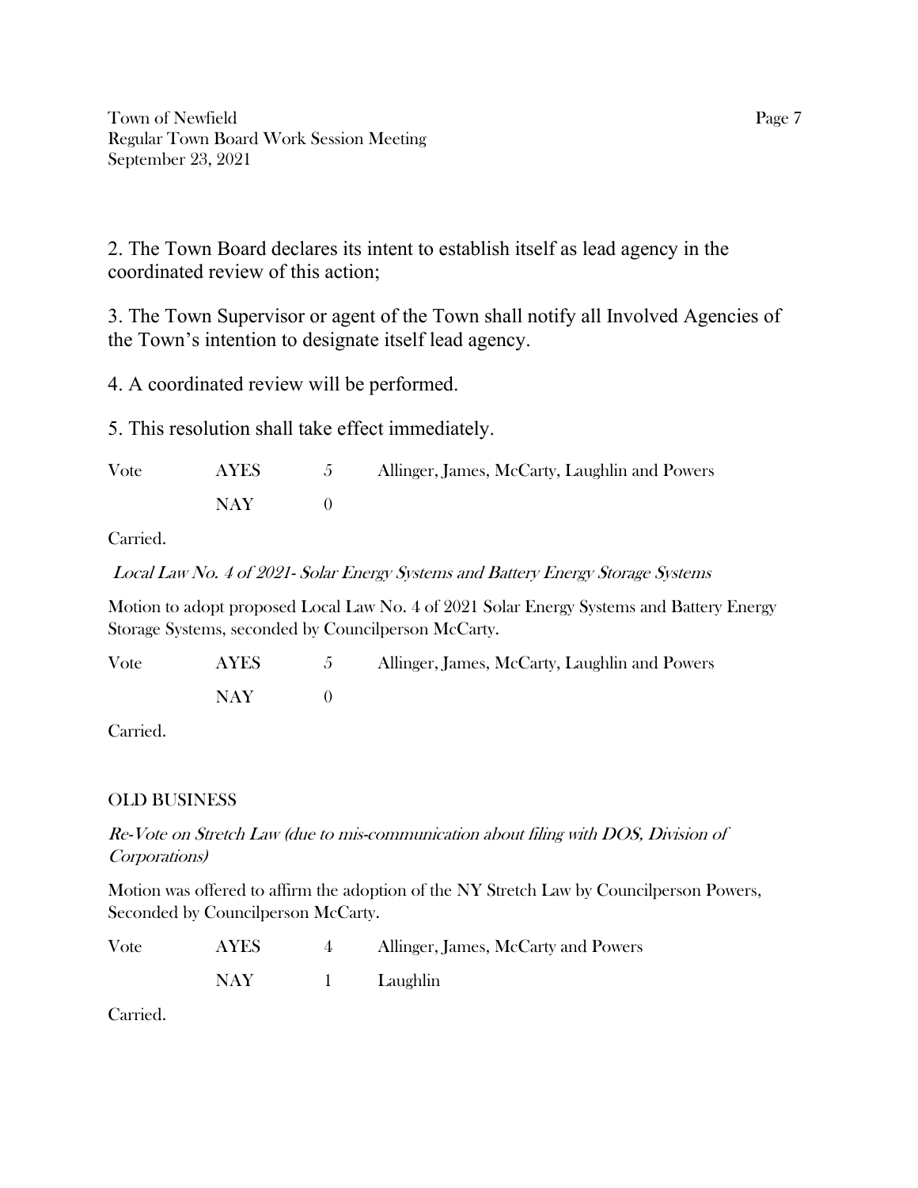2. The Town Board declares its intent to establish itself as lead agency in the coordinated review of this action;

3. The Town Supervisor or agent of the Town shall notify all Involved Agencies of the Town's intention to designate itself lead agency.

4. A coordinated review will be performed.

5. This resolution shall take effect immediately.

| Vote | AYES | 5 | Allinger, James, McCarty, Laughlin and Powers |
|---|---|---|---|
| | NAY | 0 | |

Carried.

*Local Law No. 4 of 2021- Solar Energy Systems and Battery Energy Storage Systems*

Motion to adopt proposed Local Law No. 4 of 2021 Solar Energy Systems and Battery Energy Storage Systems, seconded by Councilperson McCarty.

| Vote | AYES | 5 | Allinger, James, McCarty, Laughlin and Powers |
|---|---|---|---|
| | NAY | 0 | |

Carried.

## OLD BUSINESS

*Re-Vote on Stretch Law (due to mis-communication about filing with DOS, Division of Corporations)*

Motion was offered to affirm the adoption of the NY Stretch Law by Councilperson Powers, Seconded by Councilperson McCarty.

| Vote | AYES | 4 | Allinger, James, McCarty and Powers |
|---|---|---|---|
| | NAY | 1 | Laughlin |

Carried.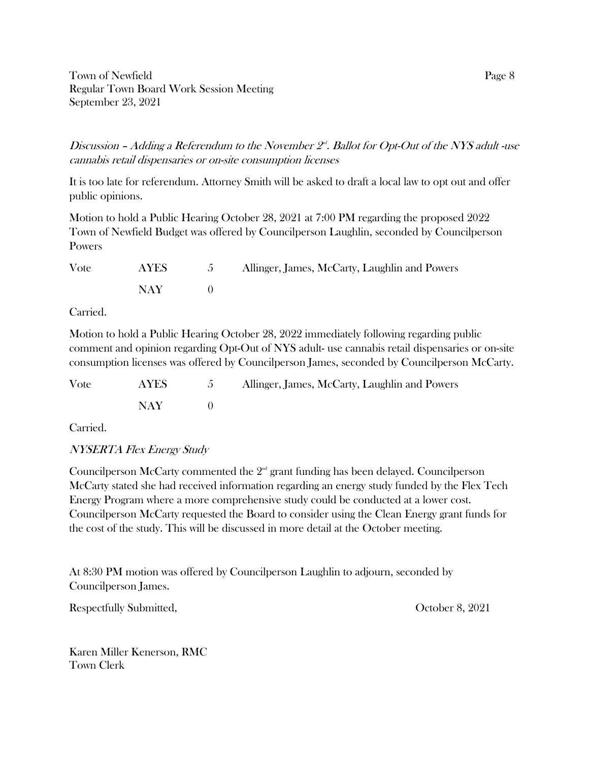*Discussion – Adding a Referendum to the November 2nd. Ballot for Opt-Out of the NYS adult -use cannabis retail dispensaries or on-site consumption licenses*

It is too late for referendum. Attorney Smith will be asked to draft a local law to opt out and offer public opinions.

Motion to hold a Public Hearing October 28, 2021 at 7:00 PM regarding the proposed 2022 Town of Newfield Budget was offered by Councilperson Laughlin, seconded by Councilperson Powers

| | | | |
|---|---|---|---|
| Vote | AYES | 5 | Allinger, James, McCarty, Laughlin and Powers |
| | NAY | 0 | |

Carried.

Motion to hold a Public Hearing October 28, 2022 immediately following regarding public comment and opinion regarding Opt-Out of NYS adult- use cannabis retail dispensaries or on-site consumption licenses was offered by Councilperson James, seconded by Councilperson McCarty.

| | | | |
|---|---|---|---|
| Vote | AYES | 5 | Allinger, James, McCarty, Laughlin and Powers |
| | NAY | 0 | |

Carried.

*NYSERTA Flex Energy Study*

Councilperson McCarty commented the 2nd grant funding has been delayed. Councilperson McCarty stated she had received information regarding an energy study funded by the Flex Tech Energy Program where a more comprehensive study could be conducted at a lower cost. Councilperson McCarty requested the Board to consider using the Clean Energy grant funds for the cost of the study. This will be discussed in more detail at the October meeting.

At 8:30 PM motion was offered by Councilperson Laughlin to adjourn, seconded by Councilperson James.

Respectfully Submitted, October 8, 2021

Karen Miller Kenerson, RMC
Town Clerk